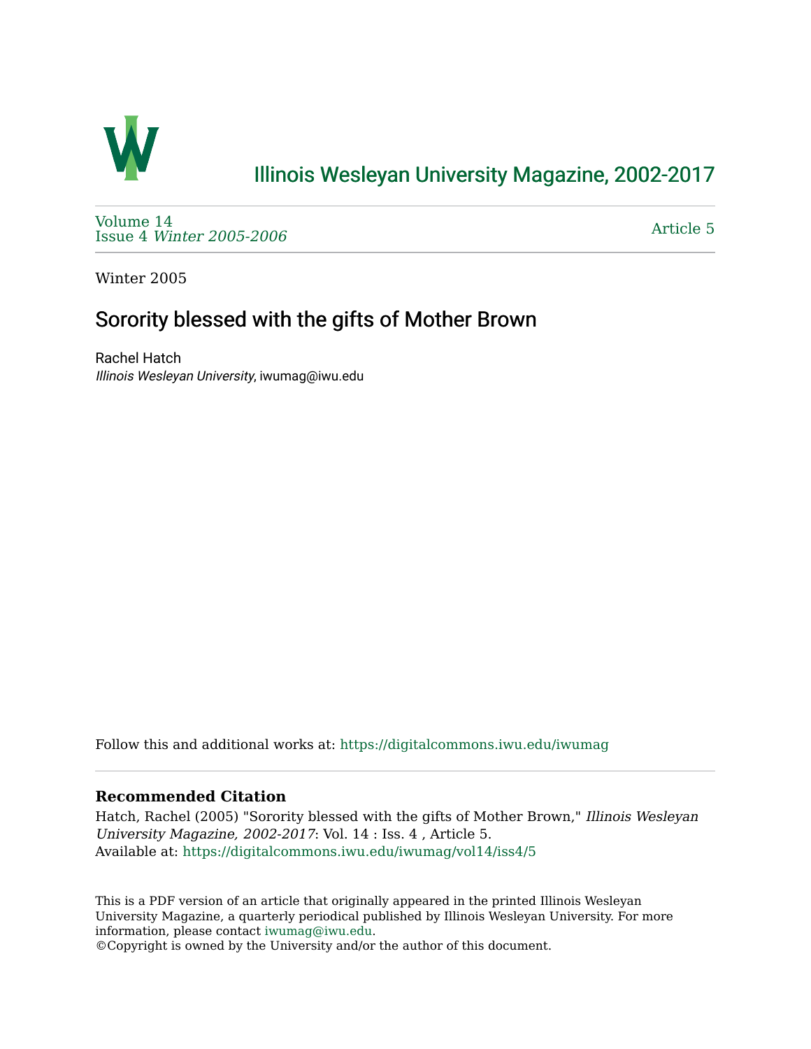Illinois Wesleyan University Magazine, 2002-2017

Volume 14
Issue 4 *Winter 2005-2006*

Article 5

Winter 2005

# Sorority blessed with the gifts of Mother Brown

Rachel Hatch
*Illinois Wesleyan University*, iwumag@iwu.edu

Follow this and additional works at: https://digitalcommons.iwu.edu/iwumag

### Recommended Citation

Hatch, Rachel (2005) "Sorority blessed with the gifts of Mother Brown," *Illinois Wesleyan University Magazine, 2002-2017*: Vol. 14 : Iss. 4 , Article 5.
Available at: https://digitalcommons.iwu.edu/iwumag/vol14/iss4/5

This is a PDF version of an article that originally appeared in the printed Illinois Wesleyan University Magazine, a quarterly periodical published by Illinois Wesleyan University. For more information, please contact iwumag@iwu.edu.
©Copyright is owned by the University and/or the author of this document.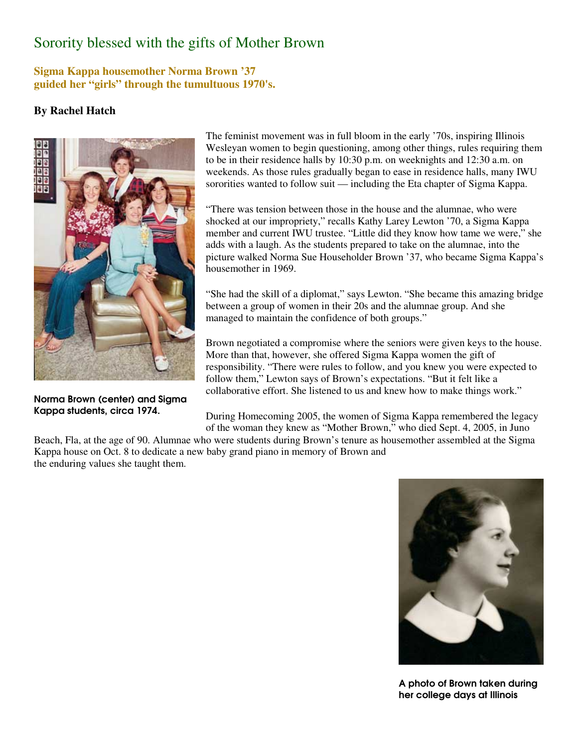# Sorority blessed with the gifts of Mother Brown

**Sigma Kappa housemother Norma Brown '37 guided her "girls" through the tumultuous 1970's.**

**By Rachel Hatch**

Norma Brown (center) and Sigma Kappa students, circa 1974.

The feminist movement was in full bloom in the early '70s, inspiring Illinois Wesleyan women to begin questioning, among other things, rules requiring them to be in their residence halls by 10:30 p.m. on weeknights and 12:30 a.m. on weekends. As those rules gradually began to ease in residence halls, many IWU sororities wanted to follow suit — including the Eta chapter of Sigma Kappa.

"There was tension between those in the house and the alumnae, who were shocked at our impropriety," recalls Kathy Larey Lewton '70, a Sigma Kappa member and current IWU trustee. "Little did they know how tame we were," she adds with a laugh. As the students prepared to take on the alumnae, into the picture walked Norma Sue Householder Brown '37, who became Sigma Kappa's housemother in 1969.

"She had the skill of a diplomat," says Lewton. "She became this amazing bridge between a group of women in their 20s and the alumnae group. And she managed to maintain the confidence of both groups."

Brown negotiated a compromise where the seniors were given keys to the house. More than that, however, she offered Sigma Kappa women the gift of responsibility. "There were rules to follow, and you knew you were expected to follow them," Lewton says of Brown's expectations. "But it felt like a collaborative effort. She listened to us and knew how to make things work."

During Homecoming 2005, the women of Sigma Kappa remembered the legacy of the woman they knew as "Mother Brown," who died Sept. 4, 2005, in Juno Beach, Fla, at the age of 90. Alumnae who were students during Brown's tenure as housemother assembled at the Sigma Kappa house on Oct. 8 to dedicate a new baby grand piano in memory of Brown and the enduring values she taught them.

A photo of Brown taken during her college days at Illinois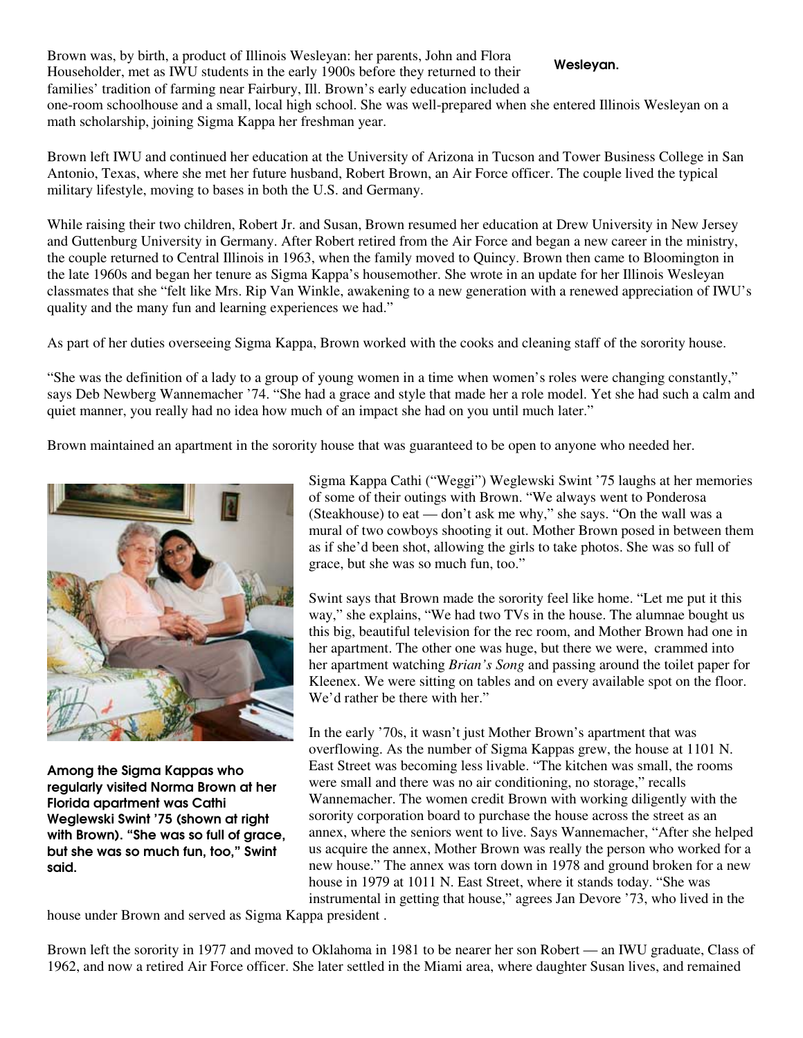Brown was, by birth, a product of Illinois Wesleyan: her parents, John and Flora Householder, met as IWU students in the early 1900s before they returned to their families' tradition of farming near Fairbury, Ill. Brown's early education included a one-room schoolhouse and a small, local high school. She was well-prepared when she entered Illinois Wesleyan on a math scholarship, joining Sigma Kappa her freshman year.

**Wesleyan.**

Brown left IWU and continued her education at the University of Arizona in Tucson and Tower Business College in San Antonio, Texas, where she met her future husband, Robert Brown, an Air Force officer. The couple lived the typical military lifestyle, moving to bases in both the U.S. and Germany.

While raising their two children, Robert Jr. and Susan, Brown resumed her education at Drew University in New Jersey and Guttenburg University in Germany. After Robert retired from the Air Force and began a new career in the ministry, the couple returned to Central Illinois in 1963, when the family moved to Quincy. Brown then came to Bloomington in the late 1960s and began her tenure as Sigma Kappa's housemother. She wrote in an update for her Illinois Wesleyan classmates that she "felt like Mrs. Rip Van Winkle, awakening to a new generation with a renewed appreciation of IWU's quality and the many fun and learning experiences we had."

As part of her duties overseeing Sigma Kappa, Brown worked with the cooks and cleaning staff of the sorority house.

"She was the definition of a lady to a group of young women in a time when women's roles were changing constantly," says Deb Newberg Wannemacher '74. "She had a grace and style that made her a role model. Yet she had such a calm and quiet manner, you really had no idea how much of an impact she had on you until much later."

Brown maintained an apartment in the sorority house that was guaranteed to be open to anyone who needed her.

**Among the Sigma Kappas who regularly visited Norma Brown at her Florida apartment was Cathi Weglewski Swint '75 (shown at right with Brown). "She was so full of grace, but she was so much fun, too," Swint said.**

Sigma Kappa Cathi ("Weggi") Weglewski Swint '75 laughs at her memories of some of their outings with Brown. "We always went to Ponderosa (Steakhouse) to eat — don't ask me why," she says. "On the wall was a mural of two cowboys shooting it out. Mother Brown posed in between them as if she'd been shot, allowing the girls to take photos. She was so full of grace, but she was so much fun, too."

Swint says that Brown made the sorority feel like home. "Let me put it this way," she explains, "We had two TVs in the house. The alumnae bought us this big, beautiful television for the rec room, and Mother Brown had one in her apartment. The other one was huge, but there we were, crammed into her apartment watching *Brian's Song* and passing around the toilet paper for Kleenex. We were sitting on tables and on every available spot on the floor. We'd rather be there with her."

In the early '70s, it wasn't just Mother Brown's apartment that was overflowing. As the number of Sigma Kappas grew, the house at 1101 N. East Street was becoming less livable. "The kitchen was small, the rooms were small and there was no air conditioning, no storage," recalls Wannemacher. The women credit Brown with working diligently with the sorority corporation board to purchase the house across the street as an annex, where the seniors went to live. Says Wannemacher, "After she helped us acquire the annex, Mother Brown was really the person who worked for a new house." The annex was torn down in 1978 and ground broken for a new house in 1979 at 1011 N. East Street, where it stands today. "She was instrumental in getting that house," agrees Jan Devore '73, who lived in the house under Brown and served as Sigma Kappa president .

Brown left the sorority in 1977 and moved to Oklahoma in 1981 to be nearer her son Robert — an IWU graduate, Class of 1962, and now a retired Air Force officer. She later settled in the Miami area, where daughter Susan lives, and remained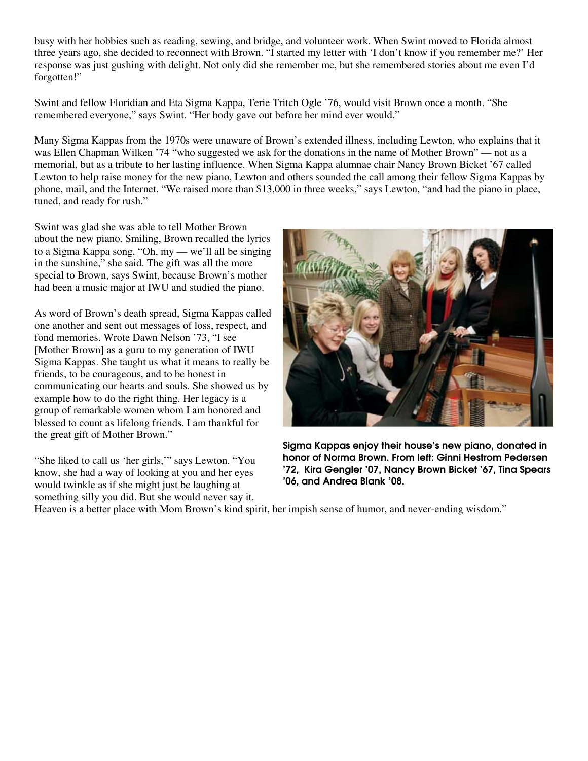busy with her hobbies such as reading, sewing, and bridge, and volunteer work. When Swint moved to Florida almost three years ago, she decided to reconnect with Brown. "I started my letter with 'I don't know if you remember me?' Her response was just gushing with delight. Not only did she remember me, but she remembered stories about me even I'd forgotten!"

Swint and fellow Floridian and Eta Sigma Kappa, Terie Tritch Ogle '76, would visit Brown once a month. "She remembered everyone," says Swint. "Her body gave out before her mind ever would."

Many Sigma Kappas from the 1970s were unaware of Brown's extended illness, including Lewton, who explains that it was Ellen Chapman Wilken '74 "who suggested we ask for the donations in the name of Mother Brown" — not as a memorial, but as a tribute to her lasting influence. When Sigma Kappa alumnae chair Nancy Brown Bicket '67 called Lewton to help raise money for the new piano, Lewton and others sounded the call among their fellow Sigma Kappas by phone, mail, and the Internet. "We raised more than $13,000 in three weeks," says Lewton, "and had the piano in place, tuned, and ready for rush."

Swint was glad she was able to tell Mother Brown about the new piano. Smiling, Brown recalled the lyrics to a Sigma Kappa song. "Oh, my — we'll all be singing in the sunshine," she said. The gift was all the more special to Brown, says Swint, because Brown's mother had been a music major at IWU and studied the piano.

As word of Brown's death spread, Sigma Kappas called one another and sent out messages of loss, respect, and fond memories. Wrote Dawn Nelson '73, "I see [Mother Brown] as a guru to my generation of IWU Sigma Kappas. She taught us what it means to really be friends, to be courageous, and to be honest in communicating our hearts and souls. She showed us by example how to do the right thing. Her legacy is a group of remarkable women whom I am honored and blessed to count as lifelong friends. I am thankful for the great gift of Mother Brown."

"She liked to call us 'her girls,'" says Lewton. "You know, she had a way of looking at you and her eyes would twinkle as if she might just be laughing at something silly you did. But she would never say it. Heaven is a better place with Mom Brown's kind spirit, her impish sense of humor, and never-ending wisdom."

**Sigma Kappas enjoy their house's new piano, donated in honor of Norma Brown. From left: Ginni Hestrom Pedersen '72, Kira Gengler '07, Nancy Brown Bicket '67, Tina Spears '06, and Andrea Blank '08.**